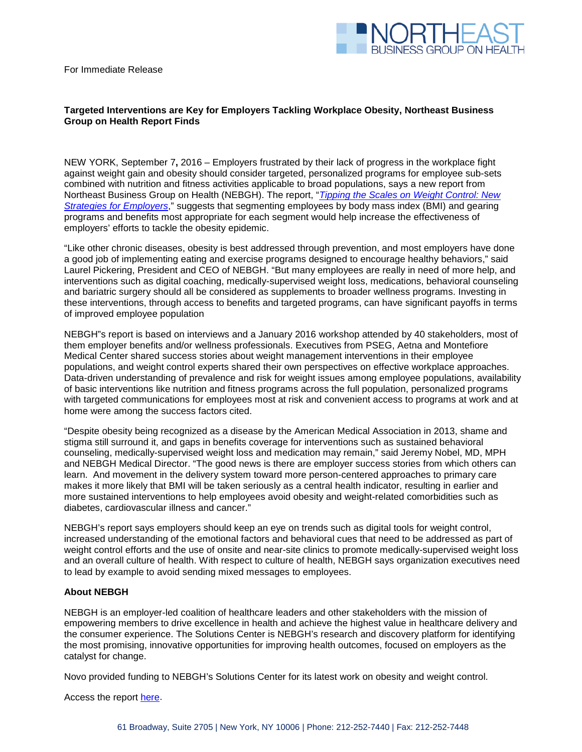For Immediate Release

**Targeted Interventions are Key for Employers Tackling Workplace Obesity, Northeast Business Group on Health Report Finds**

NEW YORK, September 7**,** 2016 – Employers frustrated by their lack of progress in the workplace fight against weight gain and obesity should consider targeted, personalized programs for employee sub-sets combined with nutrition and fitness activities applicable to broad populations, says a new report from Northeast Business Group on Health (NEBGH). The report, "*Tipping the Scales on Weight Control: New Strategies for Employers*," suggests that segmenting employees by body mass index (BMI) and gearing programs and benefits most appropriate for each segment would help increase the effectiveness of employers' efforts to tackle the obesity epidemic.

"Like other chronic diseases, obesity is best addressed through prevention, and most employers have done a good job of implementing eating and exercise programs designed to encourage healthy behaviors," said Laurel Pickering, President and CEO of NEBGH. "But many employees are really in need of more help, and interventions such as digital coaching, medically-supervised weight loss, medications, behavioral counseling and bariatric surgery should all be considered as supplements to broader wellness programs. Investing in these interventions, through access to benefits and targeted programs, can have significant payoffs in terms of improved employee population

NEBGH"s report is based on interviews and a January 2016 workshop attended by 40 stakeholders, most of them employer benefits and/or wellness professionals. Executives from PSEG, Aetna and Montefiore Medical Center shared success stories about weight management interventions in their employee populations, and weight control experts shared their own perspectives on effective workplace approaches. Data-driven understanding of prevalence and risk for weight issues among employee populations, availability of basic interventions like nutrition and fitness programs across the full population, personalized programs with targeted communications for employees most at risk and convenient access to programs at work and at home were among the success factors cited.

"Despite obesity being recognized as a disease by the American Medical Association in 2013, shame and stigma still surround it, and gaps in benefits coverage for interventions such as sustained behavioral counseling, medically-supervised weight loss and medication may remain," said Jeremy Nobel, MD, MPH and NEBGH Medical Director. "The good news is there are employer success stories from which others can learn. And movement in the delivery system toward more person-centered approaches to primary care makes it more likely that BMI will be taken seriously as a central health indicator, resulting in earlier and more sustained interventions to help employees avoid obesity and weight-related comorbidities such as diabetes, cardiovascular illness and cancer."

NEBGH's report says employers should keep an eye on trends such as digital tools for weight control, increased understanding of the emotional factors and behavioral cues that need to be addressed as part of weight control efforts and the use of onsite and near-site clinics to promote medically-supervised weight loss and an overall culture of health. With respect to culture of health, NEBGH says organization executives need to lead by example to avoid sending mixed messages to employees.

**About NEBGH**

NEBGH is an employer-led coalition of healthcare leaders and other stakeholders with the mission of empowering members to drive excellence in health and achieve the highest value in healthcare delivery and the consumer experience. The Solutions Center is NEBGH's research and discovery platform for identifying the most promising, innovative opportunities for improving health outcomes, focused on employers as the catalyst for change.

Novo provided funding to NEBGH's Solutions Center for its latest work on obesity and weight control.

Access the report here.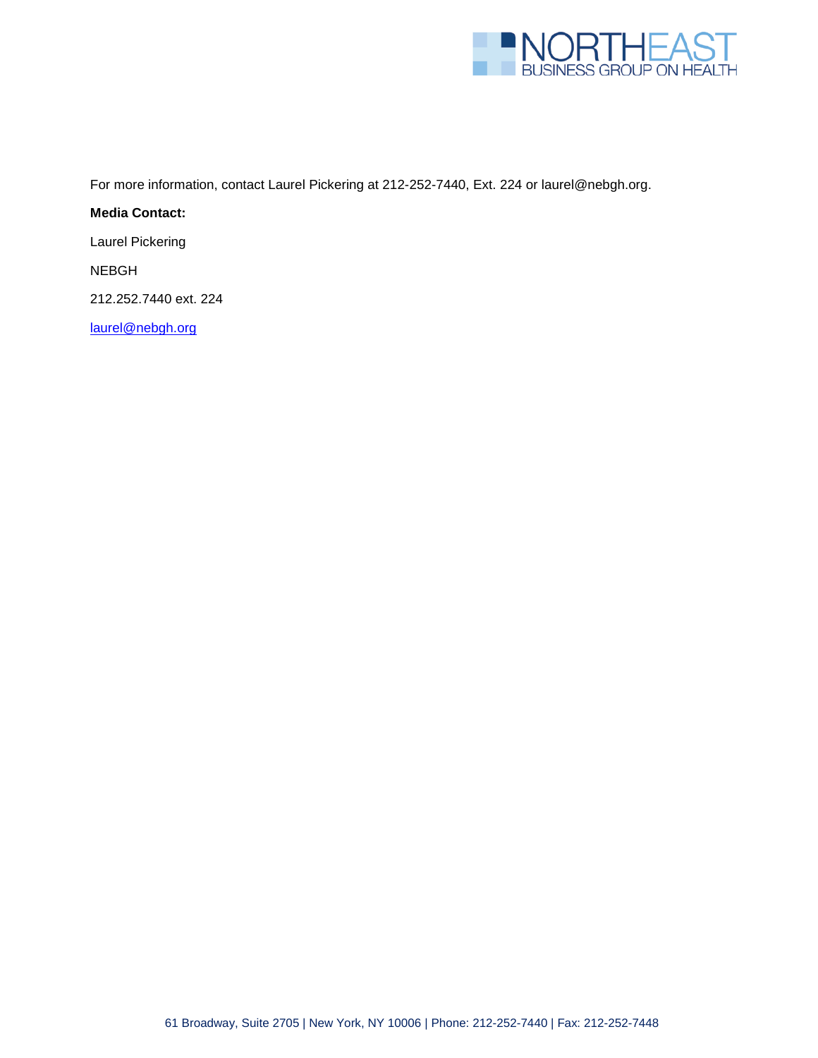For more information, contact Laurel Pickering at 212-252-7440, Ext. 224 or laurel@nebgh.org.

**Media Contact:**

Laurel Pickering

NEBGH

212.252.7440 ext. 224

laurel@nebgh.org